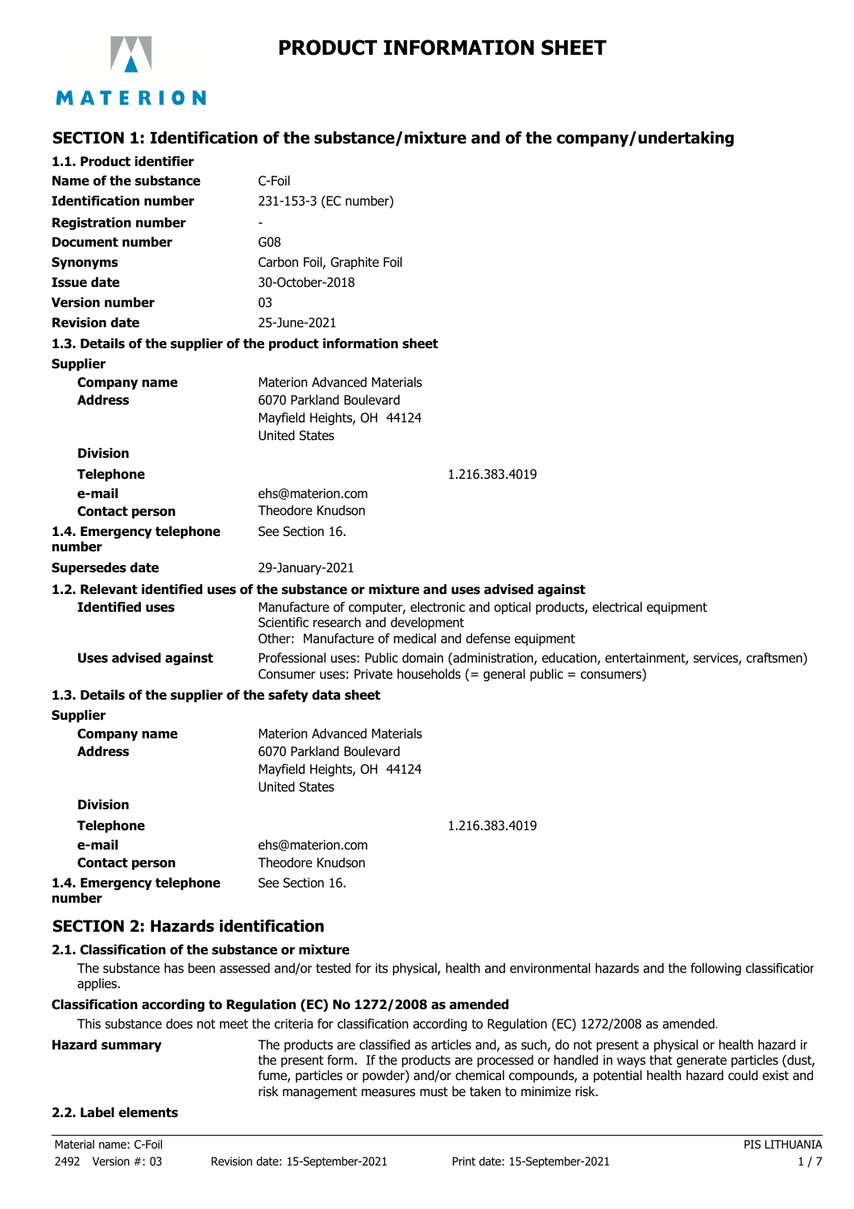# PRODUCT INFORMATION SHEET

## SECTION 1: Identification of the substance/mixture and of the company/undertaking

**1.1. Product identifier**

| | |
|---|---|
| **Name of the substance** | C-Foil |
| **Identification number** | 231-153-3 (EC number) |
| **Registration number** | - |
| **Document number** | G08 |
| **Synonyms** | Carbon Foil, Graphite Foil |
| **Issue date** | 30-October-2018 |
| **Version number** | 03 |
| **Revision date** | 25-June-2021 |

**1.3. Details of the supplier of the product information sheet**

**Supplier**

| | |
|---|---|
| **Company name** | Materion Advanced Materials |
| **Address** | 6070 Parkland Boulevard<br>Mayfield Heights, OH 44124<br>United States |
| **Division** | |
| **Telephone** | 1.216.383.4019 |
| **e-mail** | ehs@materion.com |
| **Contact person** | Theodore Knudson |
| **1.4. Emergency telephone number** | See Section 16. |
| **Supersedes date** | 29-January-2021 |

**1.2. Relevant identified uses of the substance or mixture and uses advised against**

| | |
|---|---|
| **Identified uses** | Manufacture of computer, electronic and optical products, electrical equipment<br>Scientific research and development<br>Other: Manufacture of medical and defense equipment |
| **Uses advised against** | Professional uses: Public domain (administration, education, entertainment, services, craftsmen)<br>Consumer uses: Private households (= general public = consumers) |

**1.3. Details of the supplier of the safety data sheet**

**Supplier**

| | |
|---|---|
| **Company name** | Materion Advanced Materials |
| **Address** | 6070 Parkland Boulevard<br>Mayfield Heights, OH 44124<br>United States |
| **Division** | |
| **Telephone** | 1.216.383.4019 |
| **e-mail** | ehs@materion.com |
| **Contact person** | Theodore Knudson |
| **1.4. Emergency telephone number** | See Section 16. |

## SECTION 2: Hazards identification

**2.1. Classification of the substance or mixture**

The substance has been assessed and/or tested for its physical, health and environmental hazards and the following classification applies.

**Classification according to Regulation (EC) No 1272/2008 as amended**

This substance does not meet the criteria for classification according to Regulation (EC) 1272/2008 as amended.

**Hazard summary**

The products are classified as articles and, as such, do not present a physical or health hazard in the present form. If the products are processed or handled in ways that generate particles (dust, fume, particles or powder) and/or chemical compounds, a potential health hazard could exist and risk management measures must be taken to minimize risk.

**2.2. Label elements**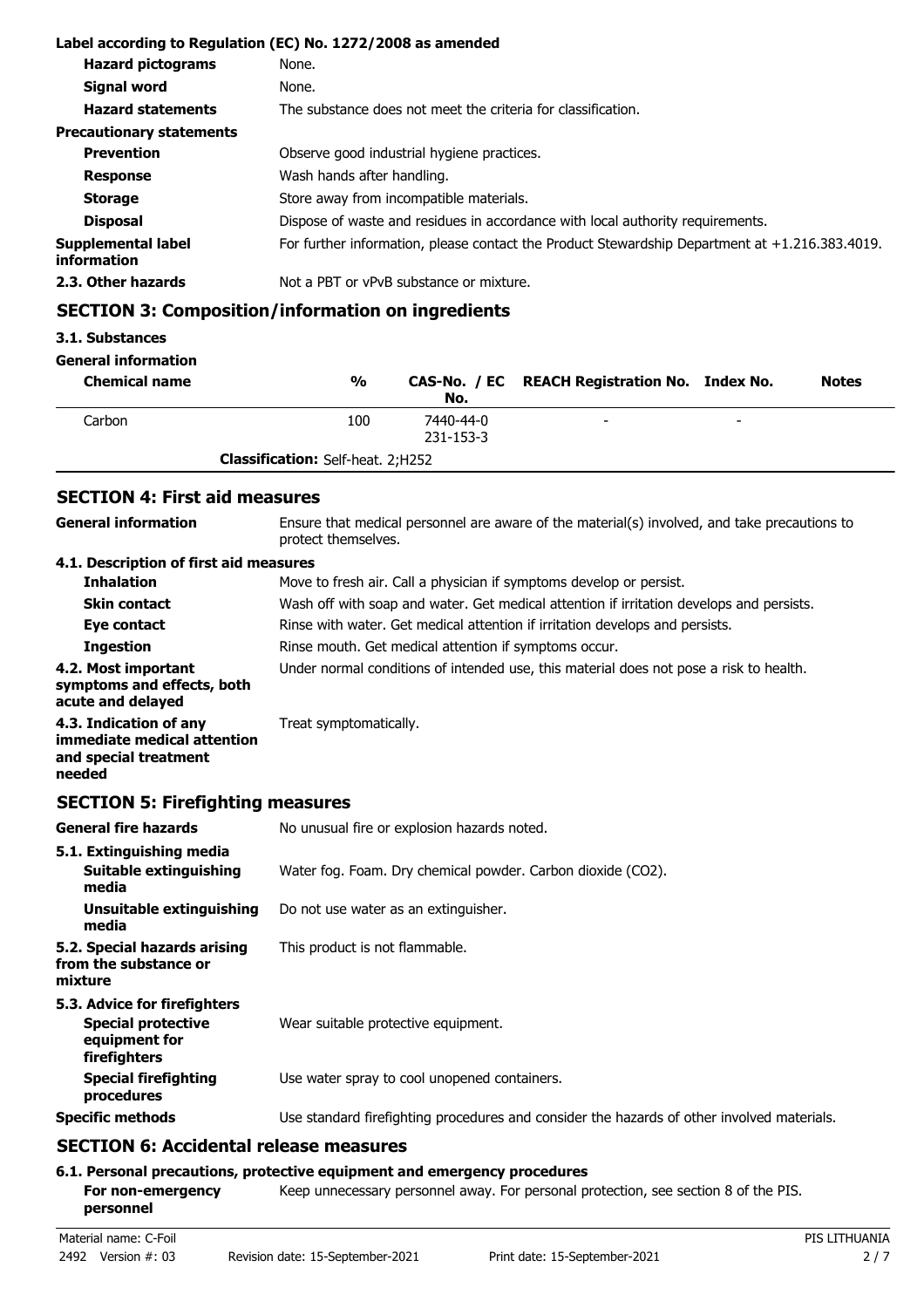**Label according to Regulation (EC) No. 1272/2008 as amended**

| | |
|---|---|
| **Hazard pictograms** | None. |
| **Signal word** | None. |
| **Hazard statements** | The substance does not meet the criteria for classification. |
| **Precautionary statements** | |
| **Prevention** | Observe good industrial hygiene practices. |
| **Response** | Wash hands after handling. |
| **Storage** | Store away from incompatible materials. |
| **Disposal** | Dispose of waste and residues in accordance with local authority requirements. |
| **Supplemental label information** | For further information, please contact the Product Stewardship Department at +1.216.383.4019. |
| **2.3. Other hazards** | Not a PBT or vPvB substance or mixture. |

## SECTION 3: Composition/information on ingredients

**3.1. Substances**

**General information**

| Chemical name | % | CAS-No. / EC No. | REACH Registration No. | Index No. | Notes |
|---|---|---|---|---|---|
| Carbon | 100 | 7440-44-0 231-153-3 | - | - | |
| **Classification:** Self-heat. 2;H252 | | | | | |

## SECTION 4: First aid measures

| | |
|---|---|
| **General information** | Ensure that medical personnel are aware of the material(s) involved, and take precautions to protect themselves. |
| **4.1. Description of first aid measures** | |
| **Inhalation** | Move to fresh air. Call a physician if symptoms develop or persist. |
| **Skin contact** | Wash off with soap and water. Get medical attention if irritation develops and persists. |
| **Eye contact** | Rinse with water. Get medical attention if irritation develops and persists. |
| **Ingestion** | Rinse mouth. Get medical attention if symptoms occur. |
| **4.2. Most important symptoms and effects, both acute and delayed** | Under normal conditions of intended use, this material does not pose a risk to health. |
| **4.3. Indication of any immediate medical attention and special treatment needed** | Treat symptomatically. |

## SECTION 5: Firefighting measures

| | |
|---|---|
| **General fire hazards** | No unusual fire or explosion hazards noted. |
| **5.1. Extinguishing media** | |
| **Suitable extinguishing media** | Water fog. Foam. Dry chemical powder. Carbon dioxide ($CO_2$). |
| **Unsuitable extinguishing media** | Do not use water as an extinguisher. |
| **5.2. Special hazards arising from the substance or mixture** | This product is not flammable. |
| **5.3. Advice for firefighters** | |
| **Special protective equipment for firefighters** | Wear suitable protective equipment. |
| **Special firefighting procedures** | Use water spray to cool unopened containers. |
| **Specific methods** | Use standard firefighting procedures and consider the hazards of other involved materials. |

## SECTION 6: Accidental release measures

**6.1. Personal precautions, protective equipment and emergency procedures**

| | |
|---|---|
| **For non-emergency personnel** | Keep unnecessary personnel away. For personal protection, see section 8 of the PIS. |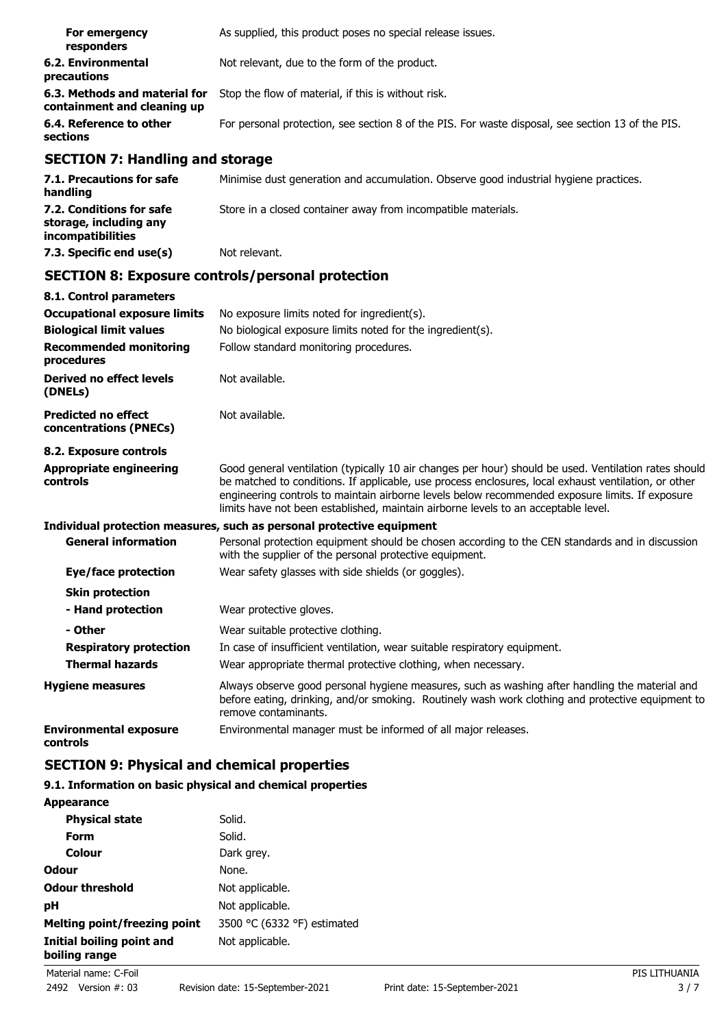| | |
|---|---|
| **For emergency responders** | As supplied, this product poses no special release issues. |
| **6.2. Environmental precautions** | Not relevant, due to the form of the product. |
| **6.3. Methods and material for containment and cleaning up** | Stop the flow of material, if this is without risk. |
| **6.4. Reference to other sections** | For personal protection, see section 8 of the PIS. For waste disposal, see section 13 of the PIS. |

## SECTION 7: Handling and storage

| | |
|---|---|
| **7.1. Precautions for safe handling** | Minimise dust generation and accumulation. Observe good industrial hygiene practices. |
| **7.2. Conditions for safe storage, including any incompatibilities** | Store in a closed container away from incompatible materials. |
| **7.3. Specific end use(s)** | Not relevant. |

## SECTION 8: Exposure controls/personal protection

**8.1. Control parameters**

| | |
|---|---|
| **Occupational exposure limits** | No exposure limits noted for ingredient(s). |
| **Biological limit values** | No biological exposure limits noted for the ingredient(s). |
| **Recommended monitoring procedures** | Follow standard monitoring procedures. |
| **Derived no effect levels (DNELs)** | Not available. |
| **Predicted no effect concentrations (PNECs)** | Not available. |

**8.2. Exposure controls**

| | |
|---|---|
| **Appropriate engineering controls** | Good general ventilation (typically 10 air changes per hour) should be used. Ventilation rates should be matched to conditions. If applicable, use process enclosures, local exhaust ventilation, or other engineering controls to maintain airborne levels below recommended exposure limits. If exposure limits have not been established, maintain airborne levels to an acceptable level. |

**Individual protection measures, such as personal protective equipment**

| | |
|---|---|
| **General information** | Personal protection equipment should be chosen according to the CEN standards and in discussion with the supplier of the personal protective equipment. |
| **Eye/face protection** | Wear safety glasses with side shields (or goggles). |
| **Skin protection** | |
| **- Hand protection** | Wear protective gloves. |
| **- Other** | Wear suitable protective clothing. |
| **Respiratory protection** | In case of insufficient ventilation, wear suitable respiratory equipment. |
| **Thermal hazards** | Wear appropriate thermal protective clothing, when necessary. |
| **Hygiene measures** | Always observe good personal hygiene measures, such as washing after handling the material and before eating, drinking, and/or smoking. Routinely wash work clothing and protective equipment to remove contaminants. |
| **Environmental exposure controls** | Environmental manager must be informed of all major releases. |

## SECTION 9: Physical and chemical properties

**9.1. Information on basic physical and chemical properties**

| | |
|---|---|
| **Appearance** | |
| **Physical state** | Solid. |
| **Form** | Solid. |
| **Colour** | Dark grey. |
| **Odour** | None. |
| **Odour threshold** | Not applicable. |
| **pH** | Not applicable. |
| **Melting point/freezing point** | 3500 °C (6332 °F) estimated |
| **Initial boiling point and boiling range** | Not applicable. |

Material name: C-Foil
2492 Version #: 03 Revision date: 15-September-2021 Print date: 15-September-2021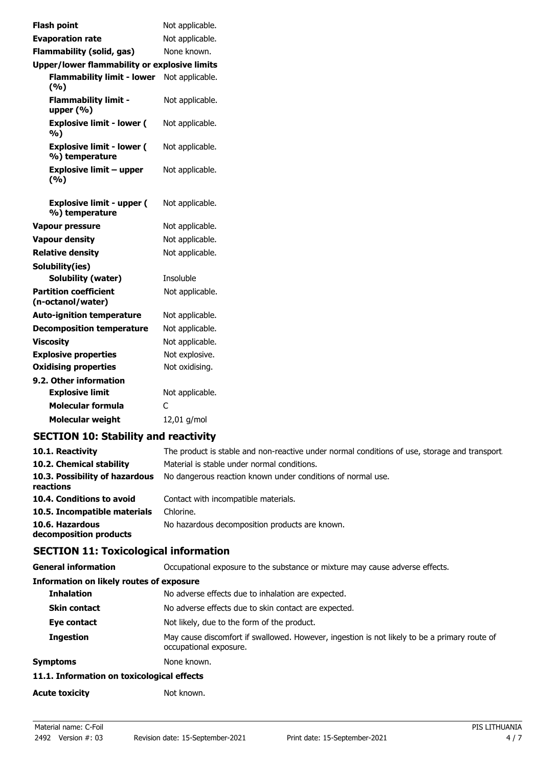| | |
|---|---|
| **Flash point** | Not applicable. |
| **Evaporation rate** | Not applicable. |
| **Flammability (solid, gas)** | None known. |
| **Upper/lower flammability or explosive limits** | |
| **Flammability limit - lower (%)** | Not applicable. |
| **Flammability limit - upper (%)** | Not applicable. |
| **Explosive limit - lower (%)** | Not applicable. |
| **Explosive limit - lower (%) temperature** | Not applicable. |
| **Explosive limit – upper (%)** | Not applicable. |
| **Explosive limit - upper (%) temperature** | Not applicable. |
| **Vapour pressure** | Not applicable. |
| **Vapour density** | Not applicable. |
| **Relative density** | Not applicable. |
| **Solubility(ies)** | |
| **Solubility (water)** | Insoluble |
| **Partition coefficient (n-octanol/water)** | Not applicable. |
| **Auto-ignition temperature** | Not applicable. |
| **Decomposition temperature** | Not applicable. |
| **Viscosity** | Not applicable. |
| **Explosive properties** | Not explosive. |
| **Oxidising properties** | Not oxidising. |
| **9.2. Other information** | |
| **Explosive limit** | Not applicable. |
| **Molecular formula** | C |
| **Molecular weight** | 12,01 g/mol |

## SECTION 10: Stability and reactivity

| | |
|---|---|
| **10.1. Reactivity** | The product is stable and non-reactive under normal conditions of use, storage and transport. |
| **10.2. Chemical stability** | Material is stable under normal conditions. |
| **10.3. Possibility of hazardous reactions** | No dangerous reaction known under conditions of normal use. |
| **10.4. Conditions to avoid** | Contact with incompatible materials. |
| **10.5. Incompatible materials** | Chlorine. |
| **10.6. Hazardous decomposition products** | No hazardous decomposition products are known. |

## SECTION 11: Toxicological information

| | |
|---|---|
| **General information** | Occupational exposure to the substance or mixture may cause adverse effects. |
| **Information on likely routes of exposure** | |
| **Inhalation** | No adverse effects due to inhalation are expected. |
| **Skin contact** | No adverse effects due to skin contact are expected. |
| **Eye contact** | Not likely, due to the form of the product. |
| **Ingestion** | May cause discomfort if swallowed. However, ingestion is not likely to be a primary route of occupational exposure. |
| **Symptoms** | None known. |
| **11.1. Information on toxicological effects** | |
| **Acute toxicity** | Not known. |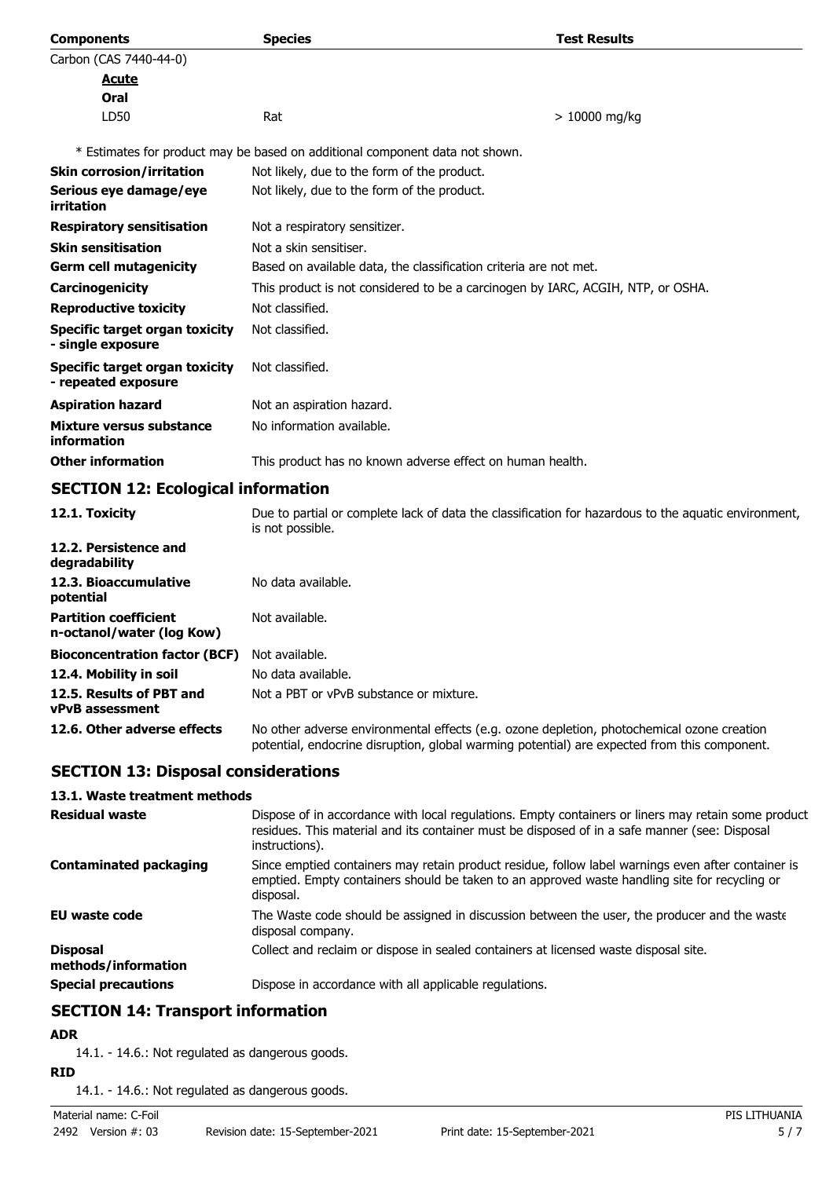| Components | Species | Test Results |
| --- | --- | --- |
| Carbon (CAS 7440-44-0) | | |
| **Acute** | | |
| **Oral** | | |
| LD50 | Rat | > 10000 mg/kg |

* Estimates for product may be based on additional component data not shown.

| | |
| --- | --- |
| **Skin corrosion/irritation** | Not likely, due to the form of the product. |
| **Serious eye damage/eye irritation** | Not likely, due to the form of the product. |
| **Respiratory sensitisation** | Not a respiratory sensitizer. |
| **Skin sensitisation** | Not a skin sensitiser. |
| **Germ cell mutagenicity** | Based on available data, the classification criteria are not met. |
| **Carcinogenicity** | This product is not considered to be a carcinogen by IARC, ACGIH, NTP, or OSHA. |
| **Reproductive toxicity** | Not classified. |
| **Specific target organ toxicity - single exposure** | Not classified. |
| **Specific target organ toxicity - repeated exposure** | Not classified. |
| **Aspiration hazard** | Not an aspiration hazard. |
| **Mixture versus substance information** | No information available. |
| **Other information** | This product has no known adverse effect on human health. |

## SECTION 12: Ecological information

| | |
| --- | --- |
| **12.1. Toxicity** | Due to partial or complete lack of data the classification for hazardous to the aquatic environment, is not possible. |
| **12.2. Persistence and degradability** | |
| **12.3. Bioaccumulative potential** | No data available. |
| **Partition coefficient n-octanol/water (log Kow)** | Not available. |
| **Bioconcentration factor (BCF)** | Not available. |
| **12.4. Mobility in soil** | No data available. |
| **12.5. Results of PBT and vPvB assessment** | Not a PBT or vPvB substance or mixture. |
| **12.6. Other adverse effects** | No other adverse environmental effects (e.g. ozone depletion, photochemical ozone creation potential, endocrine disruption, global warming potential) are expected from this component. |

## SECTION 13: Disposal considerations

### 13.1. Waste treatment methods

| | |
| --- | --- |
| **Residual waste** | Dispose of in accordance with local regulations. Empty containers or liners may retain some product residues. This material and its container must be disposed of in a safe manner (see: Disposal instructions). |
| **Contaminated packaging** | Since emptied containers may retain product residue, follow label warnings even after container is emptied. Empty containers should be taken to an approved waste handling site for recycling or disposal. |
| **EU waste code** | The Waste code should be assigned in discussion between the user, the producer and the waste disposal company. |
| **Disposal methods/information** | Collect and reclaim or dispose in sealed containers at licensed waste disposal site. |
| **Special precautions** | Dispose in accordance with all applicable regulations. |

## SECTION 14: Transport information

**ADR**

14.1. - 14.6.: Not regulated as dangerous goods.

**RID**

14.1. - 14.6.: Not regulated as dangerous goods.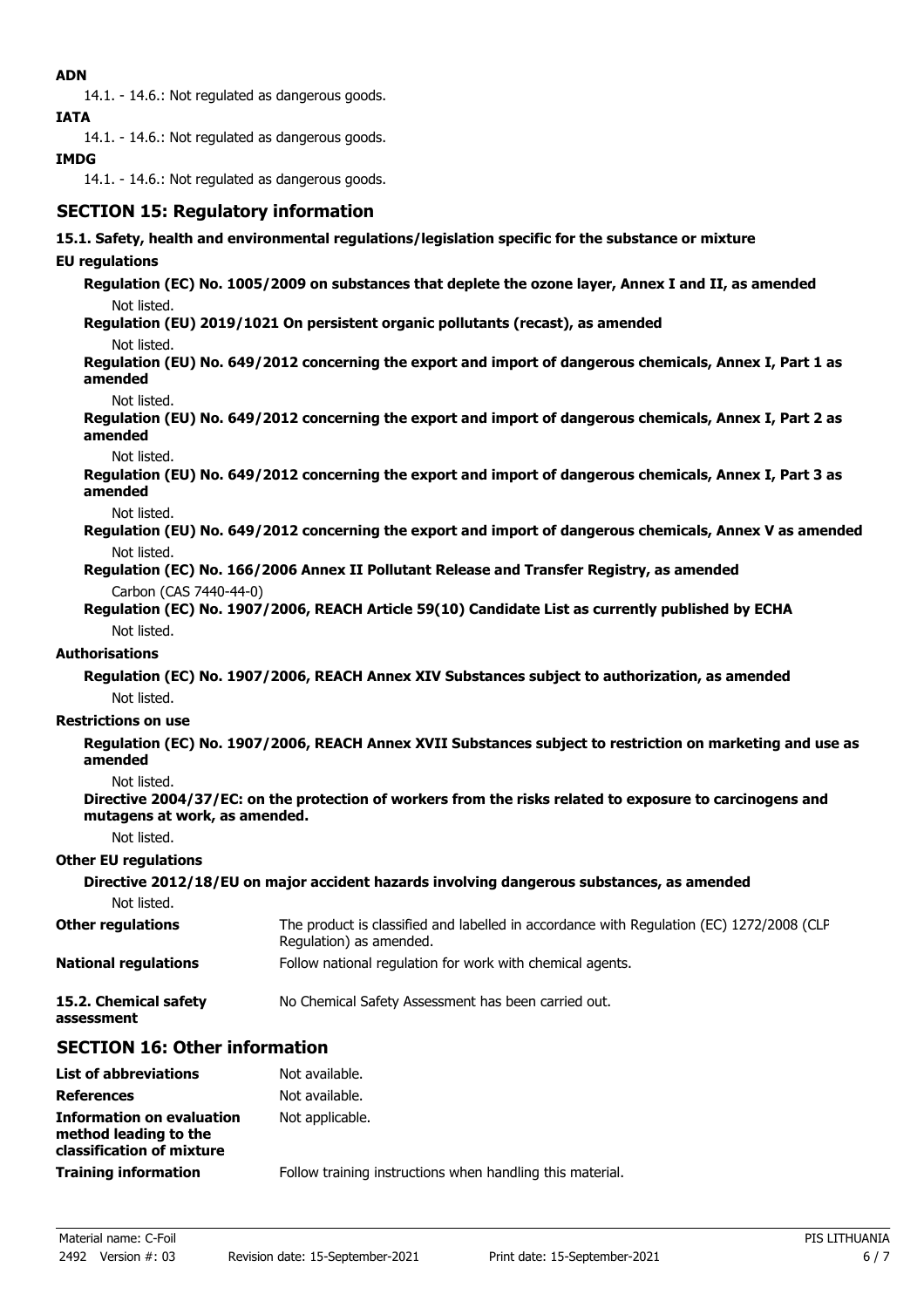**ADN**

14.1. - 14.6.: Not regulated as dangerous goods.

**IATA**

14.1. - 14.6.: Not regulated as dangerous goods.

**IMDG**

14.1. - 14.6.: Not regulated as dangerous goods.

## SECTION 15: Regulatory information

**15.1. Safety, health and environmental regulations/legislation specific for the substance or mixture**

**EU regulations**

**Regulation (EC) No. 1005/2009 on substances that deplete the ozone layer, Annex I and II, as amended**

Not listed.

**Regulation (EU) 2019/1021 On persistent organic pollutants (recast), as amended**

Not listed.

**Regulation (EU) No. 649/2012 concerning the export and import of dangerous chemicals, Annex I, Part 1 as amended**

Not listed.

**Regulation (EU) No. 649/2012 concerning the export and import of dangerous chemicals, Annex I, Part 2 as amended**

Not listed.

**Regulation (EU) No. 649/2012 concerning the export and import of dangerous chemicals, Annex I, Part 3 as amended**

Not listed.

**Regulation (EU) No. 649/2012 concerning the export and import of dangerous chemicals, Annex V as amended**

Not listed.

**Regulation (EC) No. 166/2006 Annex II Pollutant Release and Transfer Registry, as amended**

Carbon (CAS 7440-44-0)

**Regulation (EC) No. 1907/2006, REACH Article 59(10) Candidate List as currently published by ECHA**

Not listed.

**Authorisations**

**Regulation (EC) No. 1907/2006, REACH Annex XIV Substances subject to authorization, as amended**

Not listed.

**Restrictions on use**

**Regulation (EC) No. 1907/2006, REACH Annex XVII Substances subject to restriction on marketing and use as amended**

Not listed.

**Directive 2004/37/EC: on the protection of workers from the risks related to exposure to carcinogens and mutagens at work, as amended.**

Not listed.

**Other EU regulations**

**Directive 2012/18/EU on major accident hazards involving dangerous substances, as amended**

Not listed.

**Other regulations** The product is classified and labelled in accordance with Regulation (EC) 1272/2008 (CLP Regulation) as amended.

**National regulations** Follow national regulation for work with chemical agents.

**15.2. Chemical safety assessment** No Chemical Safety Assessment has been carried out.

## SECTION 16: Other information

**List of abbreviations** Not available.

**References** Not available.

**Information on evaluation method leading to the classification of mixture** Not applicable.

**Training information** Follow training instructions when handling this material.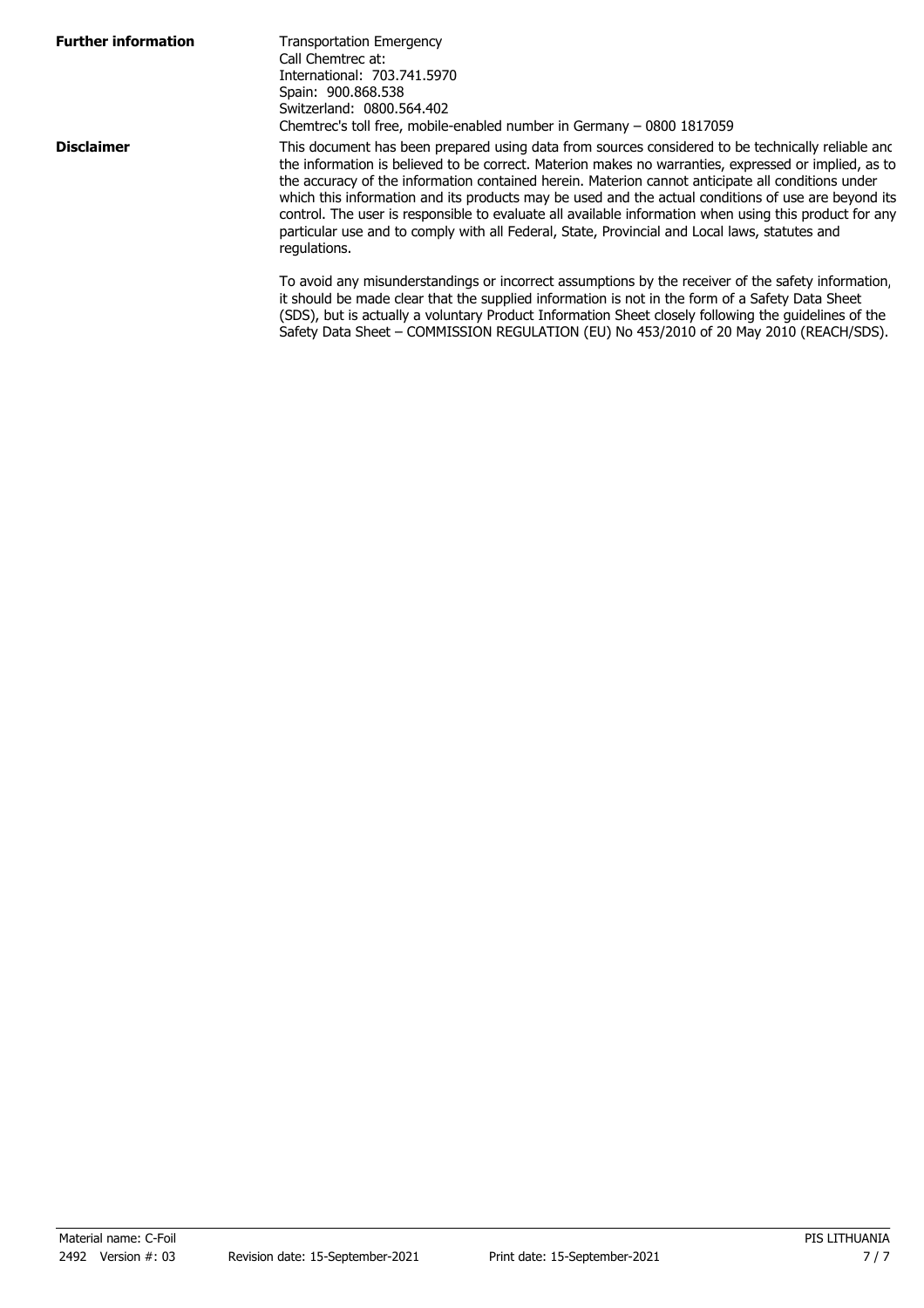**Further information**

Transportation Emergency
Call Chemtrec at:
International: 703.741.5970
Spain: 900.868.538
Switzerland: 0800.564.402
Chemtrec's toll free, mobile-enabled number in Germany – 0800 1817059

**Disclaimer**

This document has been prepared using data from sources considered to be technically reliable and the information is believed to be correct. Materion makes no warranties, expressed or implied, as to the accuracy of the information contained herein. Materion cannot anticipate all conditions under which this information and its products may be used and the actual conditions of use are beyond its control. The user is responsible to evaluate all available information when using this product for any particular use and to comply with all Federal, State, Provincial and Local laws, statutes and regulations.

To avoid any misunderstandings or incorrect assumptions by the receiver of the safety information, it should be made clear that the supplied information is not in the form of a Safety Data Sheet (SDS), but is actually a voluntary Product Information Sheet closely following the guidelines of the Safety Data Sheet – COMMISSION REGULATION (EU) No 453/2010 of 20 May 2010 (REACH/SDS).